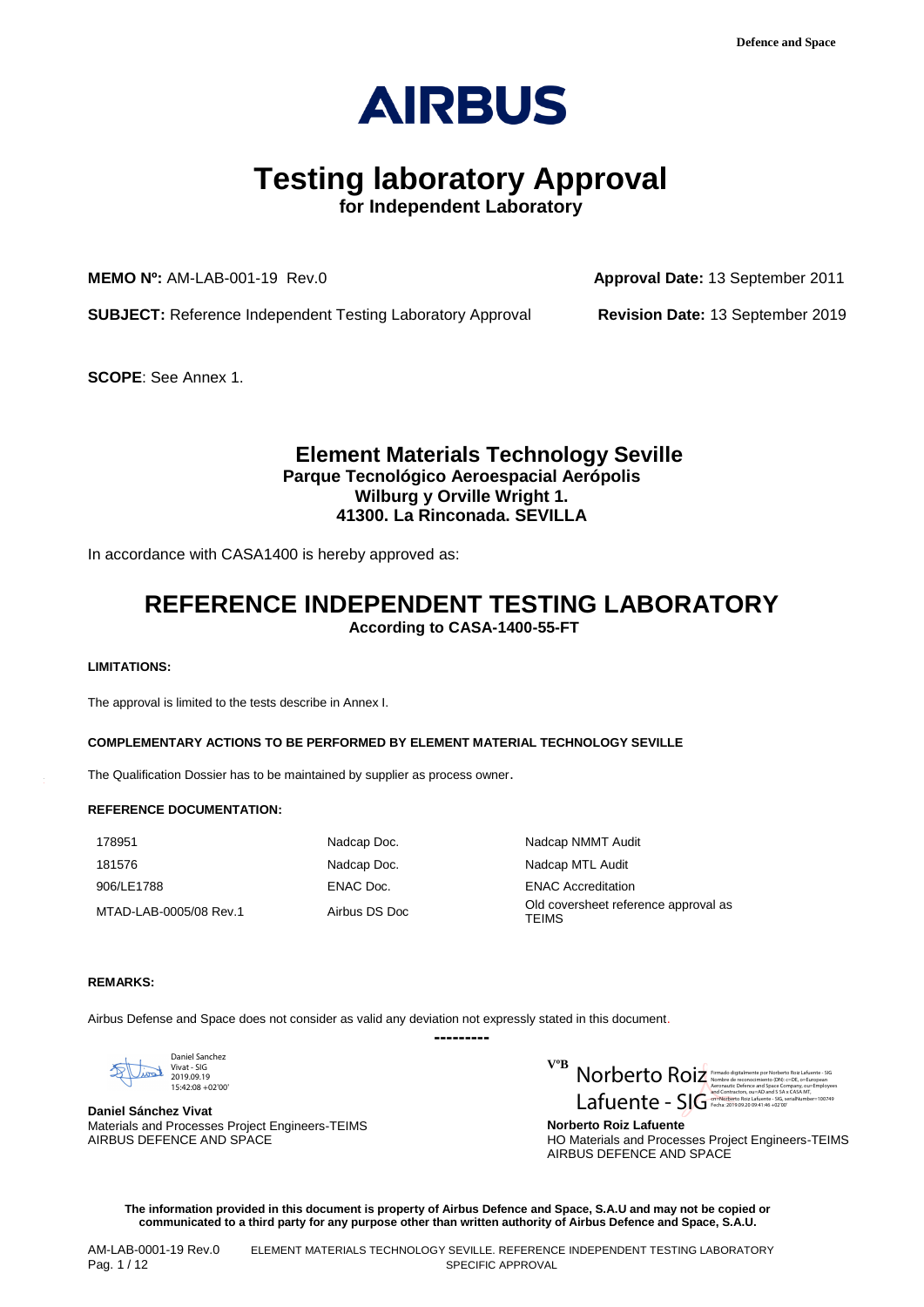# Testing laboratory Approval

**for Independent Laboratory**

**MEMO Nº:** AM-LAB-001-19 Rev.0 **Approval Date:** 13 September 2011

**SUBJECT:** Reference Independent Testing Laboratory Approval **Revision Date:** 13 September 2019

**SCOPE**: See Annex 1.

## Element Materials Technology Seville

**Parque Tecnológico Aeroespacial Aerópolis**
**Wilburg y Orville Wright 1.**
**41300. La Rinconada. SEVILLA**

In accordance with CASA1400 is hereby approved as:

## REFERENCE INDEPENDENT TESTING LABORATORY

**According to CASA-1400-55-FT**

**LIMITATIONS:**

The approval is limited to the tests describe in Annex I.

**COMPLEMENTARY ACTIONS TO BE PERFORMED BY ELEMENT MATERIAL TECHNOLOGY SEVILLE**

The Qualification Dossier has to be maintained by supplier as process owner.

**REFERENCE DOCUMENTATION:**

| | | |
|---|---|---|
| 178951 | Nadcap Doc. | Nadcap NMMT Audit |
| 181576 | Nadcap Doc. | Nadcap MTL Audit |
| 906/LE1788 | ENAC Doc. | ENAC Accreditation |
| MTAD-LAB-0005/08 Rev.1 | Airbus DS Doc | Old coversheet reference approval as TEIMS |

**REMARKS:**

Airbus Defense and Space does not consider as valid any deviation not expressly stated in this document.

---------

Daniel Sanchez Vivat - SIG
2019.09.19
15:42:08 +02'00'

**Daniel Sánchez Vivat**
Materials and Processes Project Engineers-TEIMS
AIRBUS DEFENCE AND SPACE

VºB Norberto Roiz Lafuente - SIG

**Norberto Roiz Lafuente**
HO Materials and Processes Project Engineers-TEIMS
AIRBUS DEFENCE AND SPACE

**The information provided in this document is property of Airbus Defence and Space, S.A.U and may not be copied or communicated to a third party for any purpose other than written authority of Airbus Defence and Space, S.A.U.**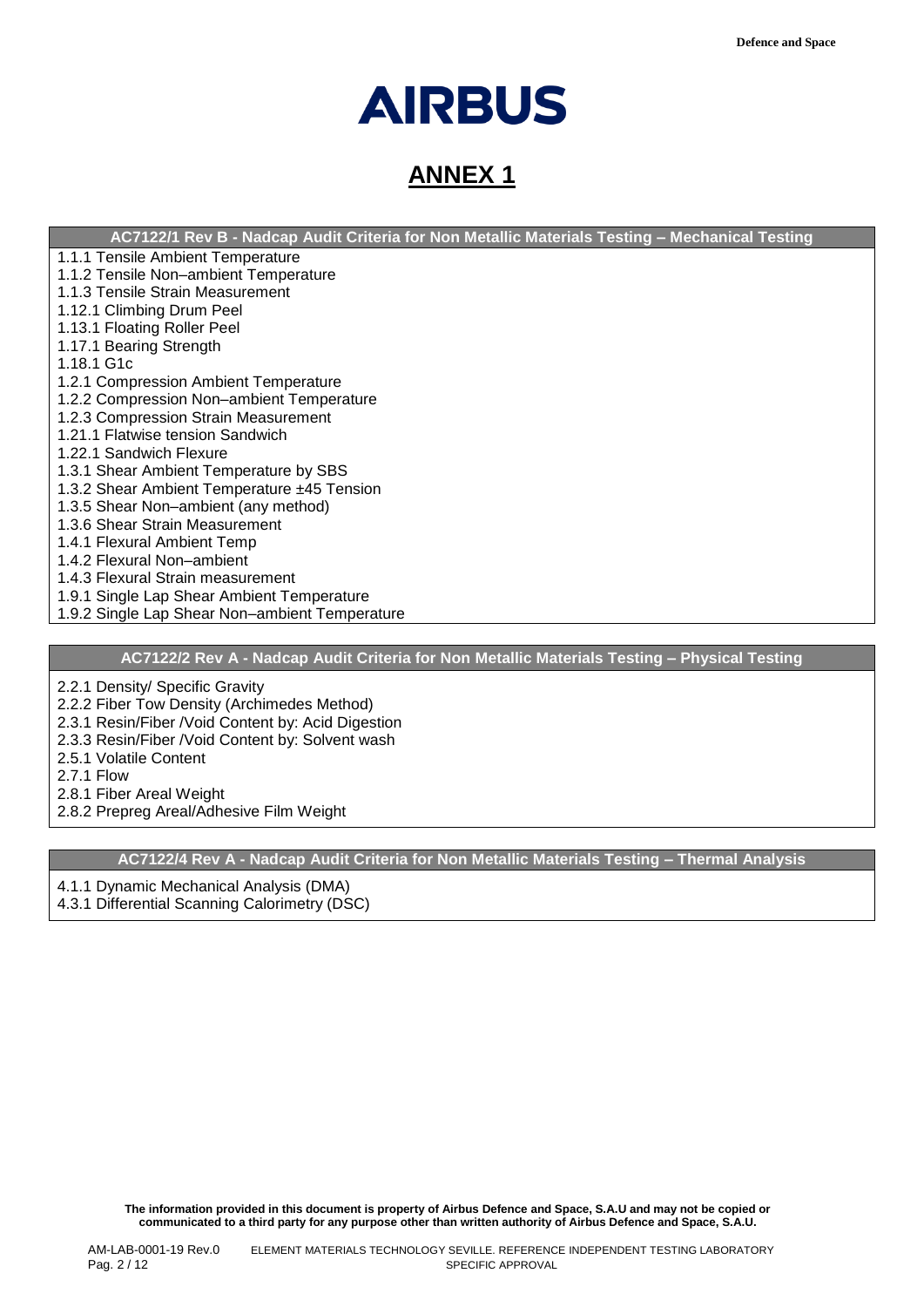# ANNEX 1

| AC7122/1 Rev B - Nadcap Audit Criteria for Non Metallic Materials Testing – Mechanical Testing |
| --- |
| 1.1.1 Tensile Ambient Temperature |
| 1.1.2 Tensile Non–ambient Temperature |
| 1.1.3 Tensile Strain Measurement |
| 1.12.1 Climbing Drum Peel |
| 1.13.1 Floating Roller Peel |
| 1.17.1 Bearing Strength |
| 1.18.1 G1c |
| 1.2.1 Compression Ambient Temperature |
| 1.2.2 Compression Non–ambient Temperature |
| 1.2.3 Compression Strain Measurement |
| 1.21.1 Flatwise tension Sandwich |
| 1.22.1 Sandwich Flexure |
| 1.3.1 Shear Ambient Temperature by SBS |
| 1.3.2 Shear Ambient Temperature ±45 Tension |
| 1.3.5 Shear Non–ambient (any method) |
| 1.3.6 Shear Strain Measurement |
| 1.4.1 Flexural Ambient Temp |
| 1.4.2 Flexural Non–ambient |
| 1.4.3 Flexural Strain measurement |
| 1.9.1 Single Lap Shear Ambient Temperature |
| 1.9.2 Single Lap Shear Non–ambient Temperature |

| AC7122/2 Rev A - Nadcap Audit Criteria for Non Metallic Materials Testing – Physical Testing |
| --- |
| 2.2.1 Density/ Specific Gravity |
| 2.2.2 Fiber Tow Density (Archimedes Method) |
| 2.3.1 Resin/Fiber /Void Content by: Acid Digestion |
| 2.3.3 Resin/Fiber /Void Content by: Solvent wash |
| 2.5.1 Volatile Content |
| 2.7.1 Flow |
| 2.8.1 Fiber Areal Weight |
| 2.8.2 Prepreg Areal/Adhesive Film Weight |

| AC7122/4 Rev A - Nadcap Audit Criteria for Non Metallic Materials Testing – Thermal Analysis |
| --- |
| 4.1.1 Dynamic Mechanical Analysis (DMA) |
| 4.3.1 Differential Scanning Calorimetry (DSC) |

**The information provided in this document is property of Airbus Defence and Space, S.A.U and may not be copied or communicated to a third party for any purpose other than written authority of Airbus Defence and Space, S.A.U.**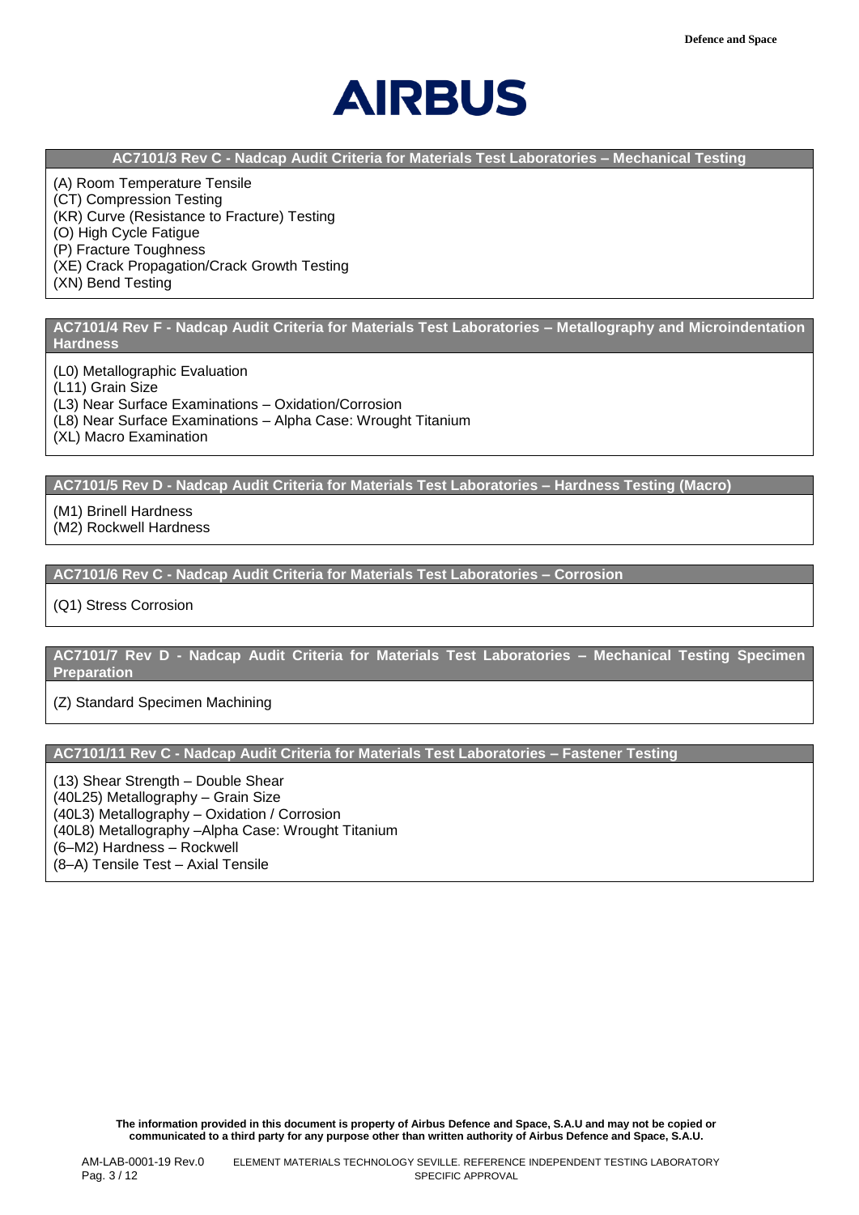**AC7101/3 Rev C - Nadcap Audit Criteria for Materials Test Laboratories – Mechanical Testing**

(A) Room Temperature Tensile
(CT) Compression Testing
(KR) Curve (Resistance to Fracture) Testing
(O) High Cycle Fatigue
(P) Fracture Toughness
(XE) Crack Propagation/Crack Growth Testing
(XN) Bend Testing

**AC7101/4 Rev F - Nadcap Audit Criteria for Materials Test Laboratories – Metallography and Microindentation Hardness**

(L0) Metallographic Evaluation
(L11) Grain Size
(L3) Near Surface Examinations – Oxidation/Corrosion
(L8) Near Surface Examinations – Alpha Case: Wrought Titanium
(XL) Macro Examination

**AC7101/5 Rev D - Nadcap Audit Criteria for Materials Test Laboratories – Hardness Testing (Macro)**

(M1) Brinell Hardness
(M2) Rockwell Hardness

**AC7101/6 Rev C - Nadcap Audit Criteria for Materials Test Laboratories – Corrosion**

(Q1) Stress Corrosion

**AC7101/7 Rev D - Nadcap Audit Criteria for Materials Test Laboratories – Mechanical Testing Specimen Preparation**

(Z) Standard Specimen Machining

**AC7101/11 Rev C - Nadcap Audit Criteria for Materials Test Laboratories – Fastener Testing**

(13) Shear Strength – Double Shear
(40L25) Metallography – Grain Size
(40L3) Metallography – Oxidation / Corrosion
(40L8) Metallography –Alpha Case: Wrought Titanium
(6–M2) Hardness – Rockwell
(8–A) Tensile Test – Axial Tensile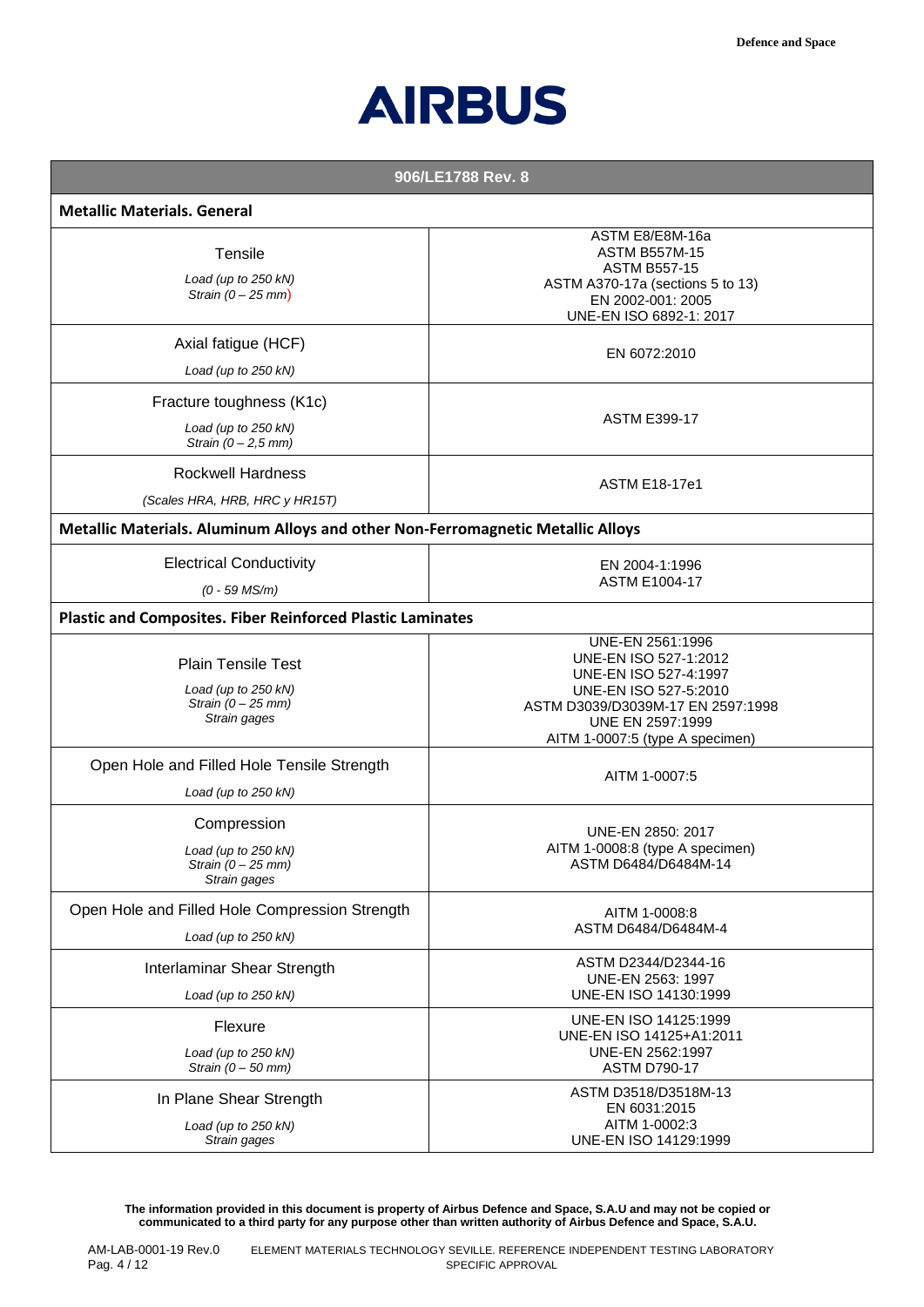| 906/LE1788 Rev. 8 | |
|---|---|
| **Metallic Materials. General** | |
| Tensile<br>*Load (up to 250 kN)*<br>*Strain (0 – 25 mm)* | ASTM E8/E8M-16a<br>ASTM B557M-15<br>ASTM B557-15<br>ASTM A370-17a (sections 5 to 13)<br>EN 2002-001: 2005<br>UNE-EN ISO 6892-1: 2017 |
| Axial fatigue (HCF)<br>*Load (up to 250 kN)* | EN 6072:2010 |
| Fracture toughness (K1c)<br>*Load (up to 250 kN)*<br>*Strain (0 – 2,5 mm)* | ASTM E399-17 |
| Rockwell Hardness<br>*(Scales HRA, HRB, HRC y HR15T)* | ASTM E18-17e1 |
| **Metallic Materials. Aluminum Alloys and other Non-Ferromagnetic Metallic Alloys** | |
| Electrical Conductivity<br>*(0 - 59 MS/m)* | EN 2004-1:1996<br>ASTM E1004-17 |
| **Plastic and Composites. Fiber Reinforced Plastic Laminates** | |
| Plain Tensile Test<br>*Load (up to 250 kN)*<br>*Strain (0 – 25 mm)*<br>*Strain gages* | UNE-EN 2561:1996<br>UNE-EN ISO 527-1:2012<br>UNE-EN ISO 527-4:1997<br>UNE-EN ISO 527-5:2010<br>ASTM D3039/D3039M-17 EN 2597:1998<br>UNE EN 2597:1999<br>AITM 1-0007:5 (type A specimen) |
| Open Hole and Filled Hole Tensile Strength<br>*Load (up to 250 kN)* | AITM 1-0007:5 |
| Compression<br>*Load (up to 250 kN)*<br>*Strain (0 – 25 mm)*<br>*Strain gages* | UNE-EN 2850: 2017<br>AITM 1-0008:8 (type A specimen)<br>ASTM D6484/D6484M-14 |
| Open Hole and Filled Hole Compression Strength<br>*Load (up to 250 kN)* | AITM 1-0008:8<br>ASTM D6484/D6484M-4 |
| Interlaminar Shear Strength<br>*Load (up to 250 kN)* | ASTM D2344/D2344-16<br>UNE-EN 2563: 1997<br>UNE-EN ISO 14130:1999 |
| Flexure<br>*Load (up to 250 kN)*<br>*Strain (0 – 50 mm)* | UNE-EN ISO 14125:1999<br>UNE-EN ISO 14125+A1:2011<br>UNE-EN 2562:1997<br>ASTM D790-17 |
| In Plane Shear Strength<br>*Load (up to 250 kN)*<br>*Strain gages* | ASTM D3518/D3518M-13<br>EN 6031:2015<br>AITM 1-0002:3<br>UNE-EN ISO 14129:1999 |

**The information provided in this document is property of Airbus Defence and Space, S.A.U and may not be copied or communicated to a third party for any purpose other than written authority of Airbus Defence and Space, S.A.U.**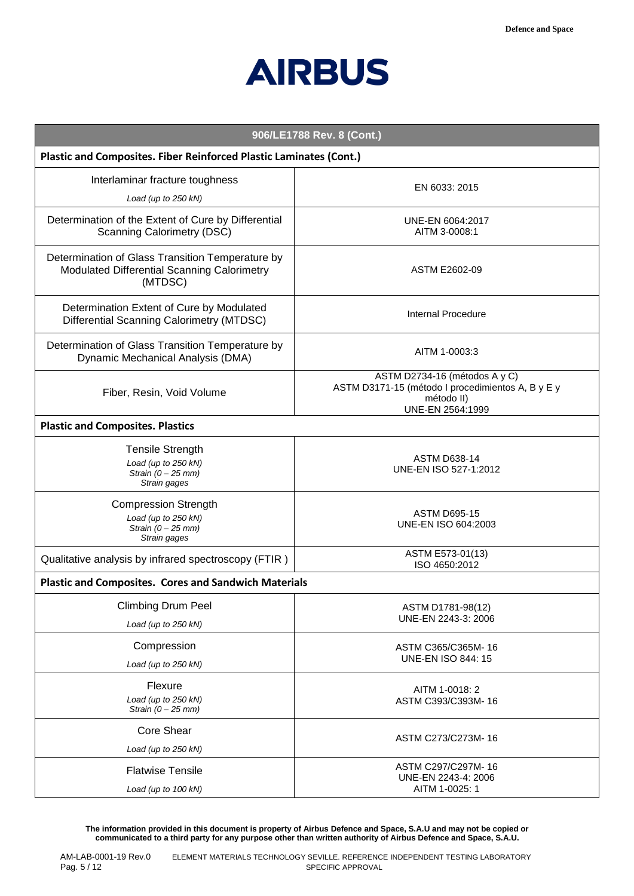| 906/LE1788 Rev. 8 (Cont.) | |
|---|---|
| **Plastic and Composites. Fiber Reinforced Plastic Laminates (Cont.)** | |
| Interlaminar fracture toughness<br>*Load (up to 250 kN)* | EN 6033: 2015 |
| Determination of the Extent of Cure by Differential Scanning Calorimetry (DSC) | UNE-EN 6064:2017<br>AITM 3-0008:1 |
| Determination of Glass Transition Temperature by Modulated Differential Scanning Calorimetry (MTDSC) | ASTM E2602-09 |
| Determination Extent of Cure by Modulated Differential Scanning Calorimetry (MTDSC) | Internal Procedure |
| Determination of Glass Transition Temperature by Dynamic Mechanical Analysis (DMA) | AITM 1-0003:3 |
| Fiber, Resin, Void Volume | ASTM D2734-16 (métodos A y C)<br>ASTM D3171-15 (método I procedimientos A, B y E y método II)<br>UNE-EN 2564:1999 |
| **Plastic and Composites. Plastics** | |
| Tensile Strength<br>*Load (up to 250 kN)*<br>*Strain (0 – 25 mm)*<br>*Strain gages* | ASTM D638-14<br>UNE-EN ISO 527-1:2012 |
| Compression Strength<br>*Load (up to 250 kN)*<br>*Strain (0 – 25 mm)*<br>*Strain gages* | ASTM D695-15<br>UNE-EN ISO 604:2003 |
| Qualitative analysis by infrared spectroscopy (FTIR ) | ASTM E573-01(13)<br>ISO 4650:2012 |
| **Plastic and Composites. Cores and Sandwich Materials** | |
| Climbing Drum Peel<br>*Load (up to 250 kN)* | ASTM D1781-98(12)<br>UNE-EN 2243-3: 2006 |
| Compression<br>*Load (up to 250 kN)* | ASTM C365/C365M- 16<br>UNE-EN ISO 844: 15 |
| Flexure<br>*Load (up to 250 kN)*<br>*Strain (0 – 25 mm)* | AITM 1-0018: 2<br>ASTM C393/C393M- 16 |
| Core Shear<br>*Load (up to 250 kN)* | ASTM C273/C273M- 16 |
| Flatwise Tensile<br>*Load (up to 100 kN)* | ASTM C297/C297M- 16<br>UNE-EN 2243-4: 2006<br>AITM 1-0025: 1 |

**The information provided in this document is property of Airbus Defence and Space, S.A.U and may not be copied or communicated to a third party for any purpose other than written authority of Airbus Defence and Space, S.A.U.**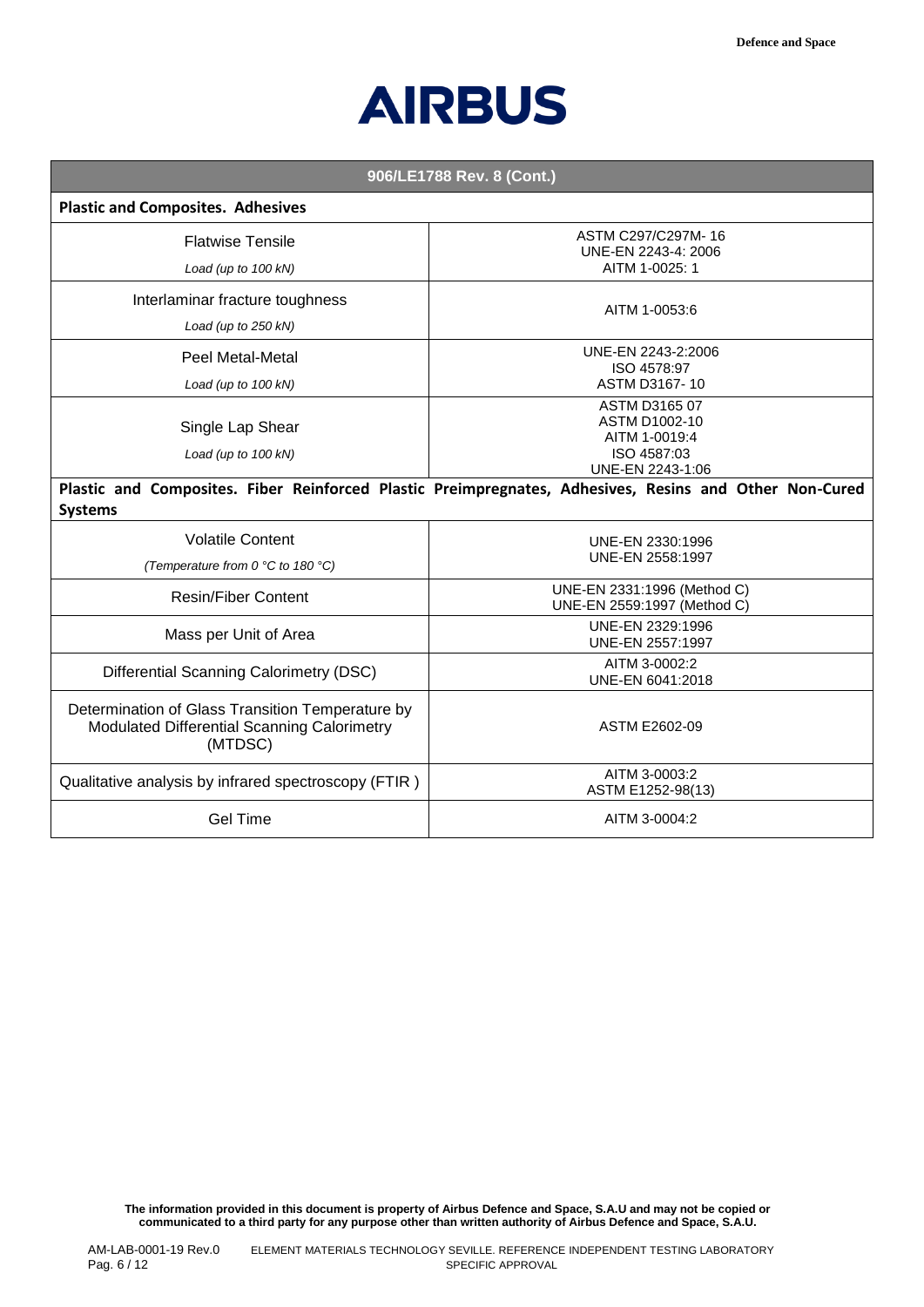| 906/LE1788 Rev. 8 (Cont.) | |
|---|---|
| **Plastic and Composites. Adhesives** | |
| Flatwise Tensile<br>*Load (up to 100 kN)* | ASTM C297/C297M- 16<br>UNE-EN 2243-4: 2006<br>AITM 1-0025: 1 |
| Interlaminar fracture toughness<br>*Load (up to 250 kN)* | AITM 1-0053:6 |
| Peel Metal-Metal<br>*Load (up to 100 kN)* | UNE-EN 2243-2:2006<br>ISO 4578:97<br>ASTM D3167- 10 |
| Single Lap Shear<br>*Load (up to 100 kN)* | ASTM D3165 07<br>ASTM D1002-10<br>AITM 1-0019:4<br>ISO 4587:03<br>UNE-EN 2243-1:06 |
| **Plastic and Composites. Fiber Reinforced Plastic Preimpregnates, Adhesives, Resins and Other Non-Cured Systems** | |
| Volatile Content<br>*(Temperature from 0 °C to 180 °C)* | UNE-EN 2330:1996<br>UNE-EN 2558:1997 |
| Resin/Fiber Content | UNE-EN 2331:1996 (Method C)<br>UNE-EN 2559:1997 (Method C) |
| Mass per Unit of Area | UNE-EN 2329:1996<br>UNE-EN 2557:1997 |
| Differential Scanning Calorimetry (DSC) | AITM 3-0002:2<br>UNE-EN 6041:2018 |
| Determination of Glass Transition Temperature by Modulated Differential Scanning Calorimetry (MTDSC) | ASTM E2602-09 |
| Qualitative analysis by infrared spectroscopy (FTIR ) | AITM 3-0003:2<br>ASTM E1252-98(13) |
| Gel Time | AITM 3-0004:2 |

**The information provided in this document is property of Airbus Defence and Space, S.A.U and may not be copied or communicated to a third party for any purpose other than written authority of Airbus Defence and Space, S.A.U.**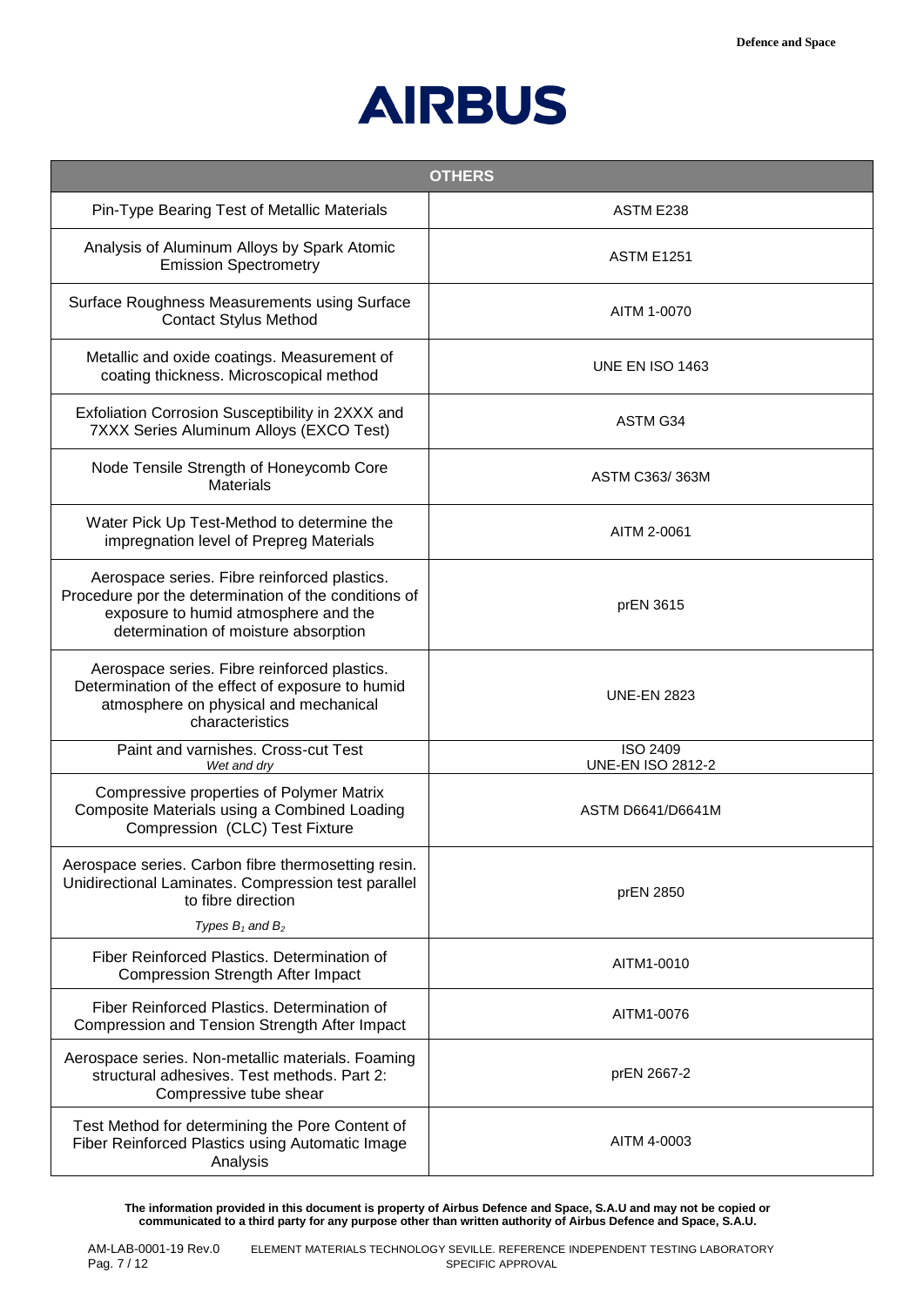| OTHERS | |
|---|---|
| Pin-Type Bearing Test of Metallic Materials | ASTM E238 |
| Analysis of Aluminum Alloys by Spark Atomic Emission Spectrometry | ASTM E1251 |
| Surface Roughness Measurements using Surface Contact Stylus Method | AITM 1-0070 |
| Metallic and oxide coatings. Measurement of coating thickness. Microscopical method | UNE EN ISO 1463 |
| Exfoliation Corrosion Susceptibility in 2XXX and 7XXX Series Aluminum Alloys (EXCO Test) | ASTM G34 |
| Node Tensile Strength of Honeycomb Core Materials | ASTM C363/ 363M |
| Water Pick Up Test-Method to determine the impregnation level of Prepreg Materials | AITM 2-0061 |
| Aerospace series. Fibre reinforced plastics. Procedure por the determination of the conditions of exposure to humid atmosphere and the determination of moisture absorption | prEN 3615 |
| Aerospace series. Fibre reinforced plastics. Determination of the effect of exposure to humid atmosphere on physical and mechanical characteristics | UNE-EN 2823 |
| Paint and varnishes. Cross-cut Test *Wet and dry* | ISO 2409 UNE-EN ISO 2812-2 |
| Compressive properties of Polymer Matrix Composite Materials using a Combined Loading Compression (CLC) Test Fixture | ASTM D6641/D6641M |
| Aerospace series. Carbon fibre thermosetting resin. Unidirectional Laminates. Compression test parallel to fibre direction *Types $B_1$ and $B_2$* | prEN 2850 |
| Fiber Reinforced Plastics. Determination of Compression Strength After Impact | AITM1-0010 |
| Fiber Reinforced Plastics. Determination of Compression and Tension Strength After Impact | AITM1-0076 |
| Aerospace series. Non-metallic materials. Foaming structural adhesives. Test methods. Part 2: Compressive tube shear | prEN 2667-2 |
| Test Method for determining the Pore Content of Fiber Reinforced Plastics using Automatic Image Analysis | AITM 4-0003 |

**The information provided in this document is property of Airbus Defence and Space, S.A.U and may not be copied or communicated to a third party for any purpose other than written authority of Airbus Defence and Space, S.A.U.**

AM-LAB-0001-19 Rev.0 ELEMENT MATERIALS TECHNOLOGY SEVILLE. REFERENCE INDEPENDENT TESTING LABORATORY SPECIFIC APPROVAL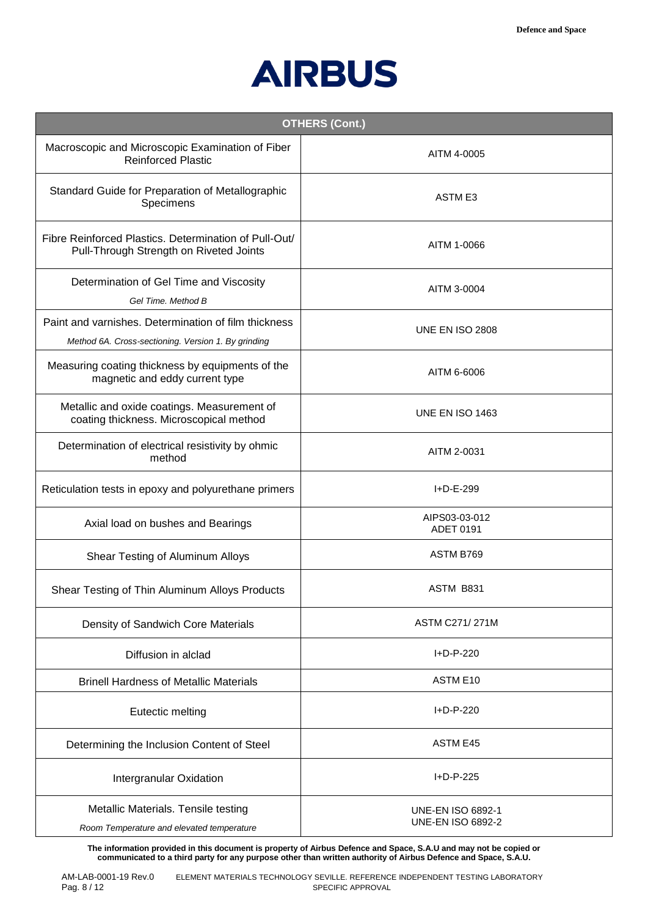| OTHERS (Cont.) | |
|---|---|
| Macroscopic and Microscopic Examination of Fiber Reinforced Plastic | AITM 4-0005 |
| Standard Guide for Preparation of Metallographic Specimens | ASTM E3 |
| Fibre Reinforced Plastics. Determination of Pull-Out/ Pull-Through Strength on Riveted Joints | AITM 1-0066 |
| Determination of Gel Time and Viscosity<br>*Gel Time. Method B* | AITM 3-0004 |
| Paint and varnishes. Determination of film thickness<br>*Method 6A. Cross-sectioning. Version 1. By grinding* | UNE EN ISO 2808 |
| Measuring coating thickness by equipments of the magnetic and eddy current type | AITM 6-6006 |
| Metallic and oxide coatings. Measurement of coating thickness. Microscopical method | UNE EN ISO 1463 |
| Determination of electrical resistivity by ohmic method | AITM 2-0031 |
| Reticulation tests in epoxy and polyurethane primers | I+D-E-299 |
| Axial load on bushes and Bearings | AIPS03-03-012<br>ADET 0191 |
| Shear Testing of Aluminum Alloys | ASTM B769 |
| Shear Testing of Thin Aluminum Alloys Products | ASTM B831 |
| Density of Sandwich Core Materials | ASTM C271/ 271M |
| Diffusion in alclad | I+D-P-220 |
| Brinell Hardness of Metallic Materials | ASTM E10 |
| Eutectic melting | I+D-P-220 |
| Determining the Inclusion Content of Steel | ASTM E45 |
| Intergranular Oxidation | I+D-P-225 |
| Metallic Materials. Tensile testing<br>*Room Temperature and elevated temperature* | UNE-EN ISO 6892-1<br>UNE-EN ISO 6892-2 |

**The information provided in this document is property of Airbus Defence and Space, S.A.U and may not be copied or communicated to a third party for any purpose other than written authority of Airbus Defence and Space, S.A.U.**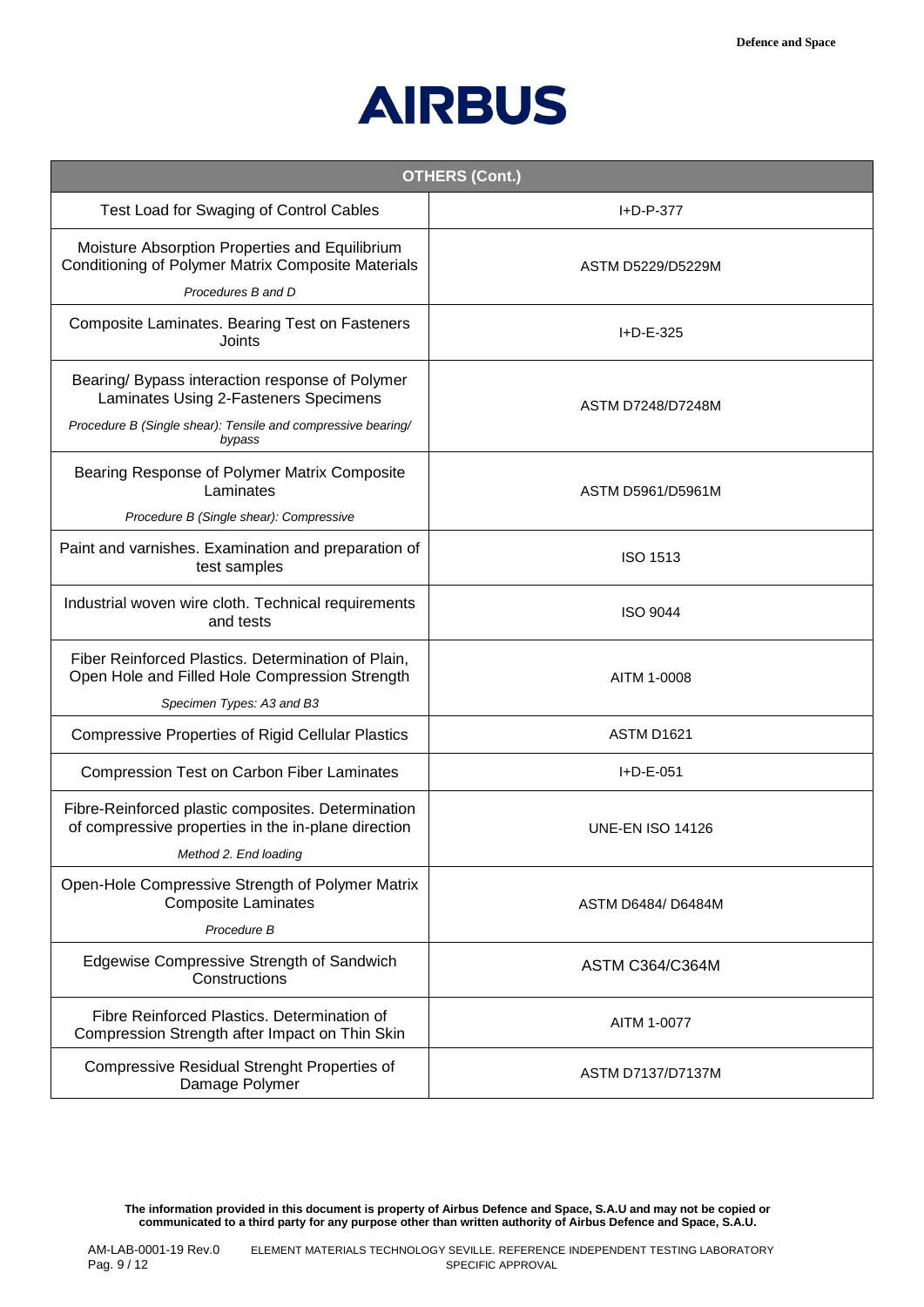| OTHERS (Cont.) | |
|---|---|
| Test Load for Swaging of Control Cables | I+D-P-377 |
| Moisture Absorption Properties and Equilibrium Conditioning of Polymer Matrix Composite Materials<br>*Procedures B and D* | ASTM D5229/D5229M |
| Composite Laminates. Bearing Test on Fasteners Joints | I+D-E-325 |
| Bearing/ Bypass interaction response of Polymer Laminates Using 2-Fasteners Specimens<br>*Procedure B (Single shear): Tensile and compressive bearing/ bypass* | ASTM D7248/D7248M |
| Bearing Response of Polymer Matrix Composite Laminates<br>*Procedure B (Single shear): Compressive* | ASTM D5961/D5961M |
| Paint and varnishes. Examination and preparation of test samples | ISO 1513 |
| Industrial woven wire cloth. Technical requirements and tests | ISO 9044 |
| Fiber Reinforced Plastics. Determination of Plain, Open Hole and Filled Hole Compression Strength<br>*Specimen Types: A3 and B3* | AITM 1-0008 |
| Compressive Properties of Rigid Cellular Plastics | ASTM D1621 |
| Compression Test on Carbon Fiber Laminates | I+D-E-051 |
| Fibre-Reinforced plastic composites. Determination of compressive properties in the in-plane direction<br>*Method 2. End loading* | UNE-EN ISO 14126 |
| Open-Hole Compressive Strength of Polymer Matrix Composite Laminates<br>*Procedure B* | ASTM D6484/ D6484M |
| Edgewise Compressive Strength of Sandwich Constructions | ASTM C364/C364M |
| Fibre Reinforced Plastics. Determination of Compression Strength after Impact on Thin Skin | AITM 1-0077 |
| Compressive Residual Strenght Properties of Damage Polymer | ASTM D7137/D7137M |

**The information provided in this document is property of Airbus Defence and Space, S.A.U and may not be copied or communicated to a third party for any purpose other than written authority of Airbus Defence and Space, S.A.U.**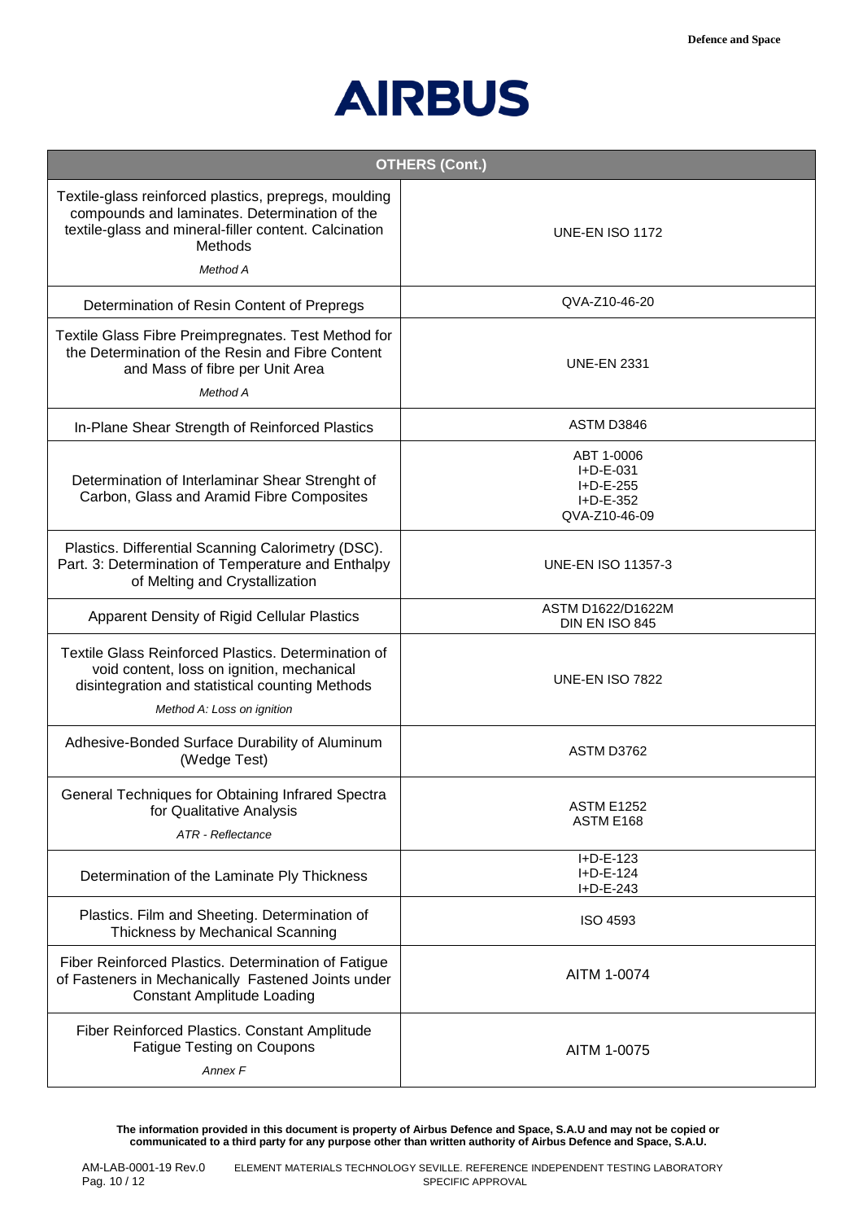| OTHERS (Cont.) | |
|---|---|
| Textile-glass reinforced plastics, prepregs, moulding compounds and laminates. Determination of the textile-glass and mineral-filler content. Calcination Methods<br>*Method A* | UNE-EN ISO 1172 |
| Determination of Resin Content of Prepregs | QVA-Z10-46-20 |
| Textile Glass Fibre Preimpregnates. Test Method for the Determination of the Resin and Fibre Content and Mass of fibre per Unit Area<br>*Method A* | UNE-EN 2331 |
| In-Plane Shear Strength of Reinforced Plastics | ASTM D3846 |
| Determination of Interlaminar Shear Strenght of Carbon, Glass and Aramid Fibre Composites | ABT 1-0006<br>I+D-E-031<br>I+D-E-255<br>I+D-E-352<br>QVA-Z10-46-09 |
| Plastics. Differential Scanning Calorimetry (DSC). Part. 3: Determination of Temperature and Enthalpy of Melting and Crystallization | UNE-EN ISO 11357-3 |
| Apparent Density of Rigid Cellular Plastics | ASTM D1622/D1622M<br>DIN EN ISO 845 |
| Textile Glass Reinforced Plastics. Determination of void content, loss on ignition, mechanical disintegration and statistical counting Methods<br>*Method A: Loss on ignition* | UNE-EN ISO 7822 |
| Adhesive-Bonded Surface Durability of Aluminum (Wedge Test) | ASTM D3762 |
| General Techniques for Obtaining Infrared Spectra for Qualitative Analysis<br>*ATR - Reflectance* | ASTM E1252<br>ASTM E168 |
| Determination of the Laminate Ply Thickness | I+D-E-123<br>I+D-E-124<br>I+D-E-243 |
| Plastics. Film and Sheeting. Determination of Thickness by Mechanical Scanning | ISO 4593 |
| Fiber Reinforced Plastics. Determination of Fatigue of Fasteners in Mechanically Fastened Joints under Constant Amplitude Loading | AITM 1-0074 |
| Fiber Reinforced Plastics. Constant Amplitude Fatigue Testing on Coupons<br>*Annex F* | AITM 1-0075 |

**The information provided in this document is property of Airbus Defence and Space, S.A.U and may not be copied or communicated to a third party for any purpose other than written authority of Airbus Defence and Space, S.A.U.**

AM-LAB-0001-19 Rev.0 ELEMENT MATERIALS TECHNOLOGY SEVILLE. REFERENCE INDEPENDENT TESTING LABORATORY SPECIFIC APPROVAL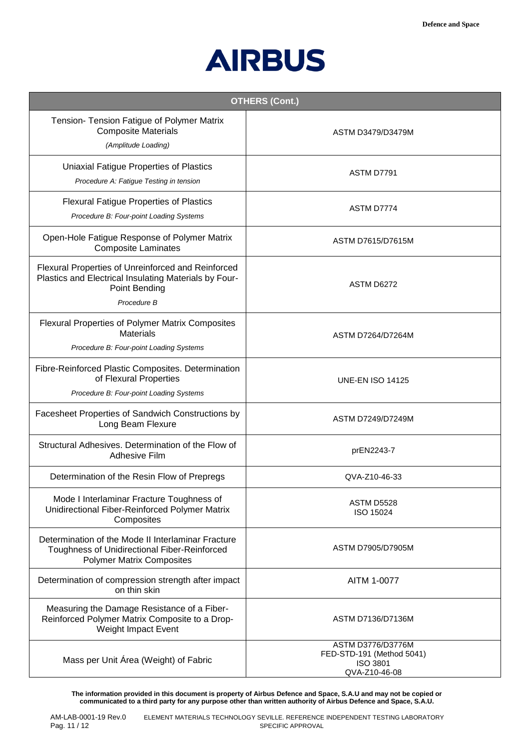| OTHERS (Cont.) | |
|---|---|
| Tension- Tension Fatigue of Polymer Matrix Composite Materials *(Amplitude Loading)* | ASTM D3479/D3479M |
| Uniaxial Fatigue Properties of Plastics *Procedure A: Fatigue Testing in tension* | ASTM D7791 |
| Flexural Fatigue Properties of Plastics *Procedure B: Four-point Loading Systems* | ASTM D7774 |
| Open-Hole Fatigue Response of Polymer Matrix Composite Laminates | ASTM D7615/D7615M |
| Flexural Properties of Unreinforced and Reinforced Plastics and Electrical Insulating Materials by Four-Point Bending *Procedure B* | ASTM D6272 |
| Flexural Properties of Polymer Matrix Composites Materials *Procedure B: Four-point Loading Systems* | ASTM D7264/D7264M |
| Fibre-Reinforced Plastic Composites. Determination of Flexural Properties *Procedure B: Four-point Loading Systems* | UNE-EN ISO 14125 |
| Facesheet Properties of Sandwich Constructions by Long Beam Flexure | ASTM D7249/D7249M |
| Structural Adhesives. Determination of the Flow of Adhesive Film | prEN2243-7 |
| Determination of the Resin Flow of Prepregs | QVA-Z10-46-33 |
| Mode I Interlaminar Fracture Toughness of Unidirectional Fiber-Reinforced Polymer Matrix Composites | ASTM D5528<br>ISO 15024 |
| Determination of the Mode II Interlaminar Fracture Toughness of Unidirectional Fiber-Reinforced Polymer Matrix Composites | ASTM D7905/D7905M |
| Determination of compression strength after impact on thin skin | AITM 1-0077 |
| Measuring the Damage Resistance of a Fiber-Reinforced Polymer Matrix Composite to a Drop-Weight Impact Event | ASTM D7136/D7136M |
| Mass per Unit Área (Weight) of Fabric | ASTM D3776/D3776M<br>FED-STD-191 (Method 5041)<br>ISO 3801<br>QVA-Z10-46-08 |

**The information provided in this document is property of Airbus Defence and Space, S.A.U and may not be copied or communicated to a third party for any purpose other than written authority of Airbus Defence and Space, S.A.U.**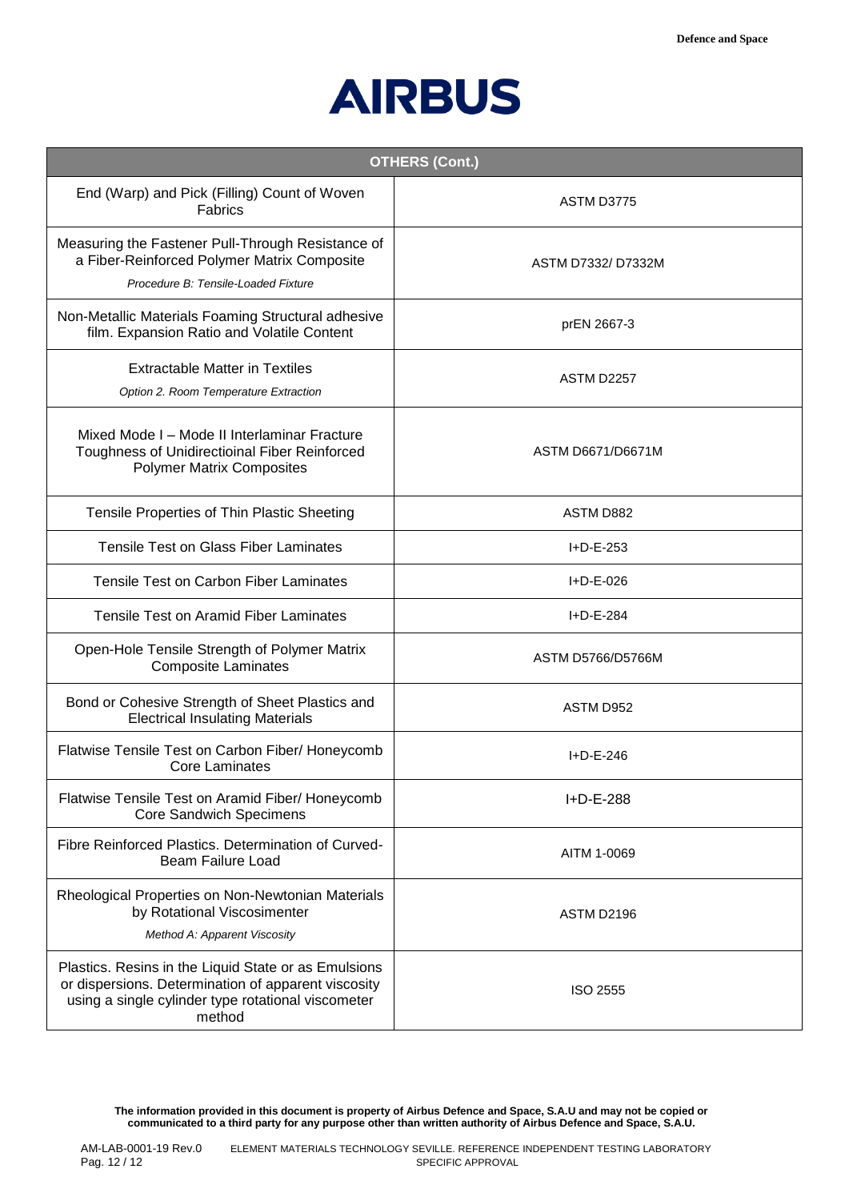| OTHERS (Cont.) | |
|---|---|
| End (Warp) and Pick (Filling) Count of Woven Fabrics | ASTM D3775 |
| Measuring the Fastener Pull-Through Resistance of a Fiber-Reinforced Polymer Matrix Composite<br>*Procedure B: Tensile-Loaded Fixture* | ASTM D7332/ D7332M |
| Non-Metallic Materials Foaming Structural adhesive film. Expansion Ratio and Volatile Content | prEN 2667-3 |
| Extractable Matter in Textiles<br>*Option 2. Room Temperature Extraction* | ASTM D2257 |
| Mixed Mode I – Mode II Interlaminar Fracture Toughness of Unidirectioinal Fiber Reinforced Polymer Matrix Composites | ASTM D6671/D6671M |
| Tensile Properties of Thin Plastic Sheeting | ASTM D882 |
| Tensile Test on Glass Fiber Laminates | I+D-E-253 |
| Tensile Test on Carbon Fiber Laminates | I+D-E-026 |
| Tensile Test on Aramid Fiber Laminates | I+D-E-284 |
| Open-Hole Tensile Strength of Polymer Matrix Composite Laminates | ASTM D5766/D5766M |
| Bond or Cohesive Strength of Sheet Plastics and Electrical Insulating Materials | ASTM D952 |
| Flatwise Tensile Test on Carbon Fiber/ Honeycomb Core Laminates | I+D-E-246 |
| Flatwise Tensile Test on Aramid Fiber/ Honeycomb Core Sandwich Specimens | I+D-E-288 |
| Fibre Reinforced Plastics. Determination of Curved-Beam Failure Load | AITM 1-0069 |
| Rheological Properties on Non-Newtonian Materials by Rotational Viscosimenter<br>*Method A: Apparent Viscosity* | ASTM D2196 |
| Plastics. Resins in the Liquid State or as Emulsions or dispersions. Determination of apparent viscosity using a single cylinder type rotational viscometer method | ISO 2555 |

**The information provided in this document is property of Airbus Defence and Space, S.A.U and may not be copied or communicated to a third party for any purpose other than written authority of Airbus Defence and Space, S.A.U.**

AM-LAB-0001-19 Rev.0 ELEMENT MATERIALS TECHNOLOGY SEVILLE. REFERENCE INDEPENDENT TESTING LABORATORY SPECIFIC APPROVAL